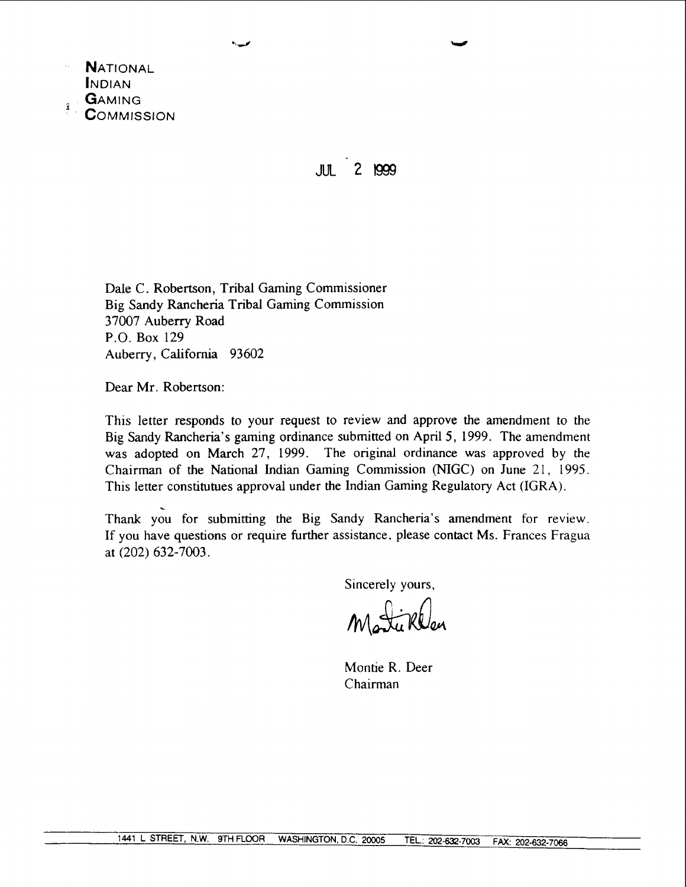**NATIONAL**
**INDIAN**
**GAMING**
**COMMISSION**

JUL 2 1999

Dale C. Robertson, Tribal Gaming Commissioner
Big Sandy Rancheria Tribal Gaming Commission
37007 Auberry Road
P.O. Box 129
Auberry, California 93602

Dear Mr. Robertson:

This letter responds to your request to review and approve the amendment to the Big Sandy Rancheria's gaming ordinance submitted on April 5, 1999. The amendment was adopted on March 27, 1999. The original ordinance was approved by the Chairman of the National Indian Gaming Commission (NIGC) on June 21, 1995. This letter constitutues approval under the Indian Gaming Regulatory Act (IGRA).

Thank you for submitting the Big Sandy Rancheria's amendment for review. If you have questions or require further assistance, please contact Ms. Frances Fragua at (202) 632-7003.

Sincerely yours,

Montie R. Deer
Chairman

1441 L STREET, N.W. 9TH FLOOR WASHINGTON, D.C. 20005 TEL.: 202-632-7003 FAX: 202-632-7066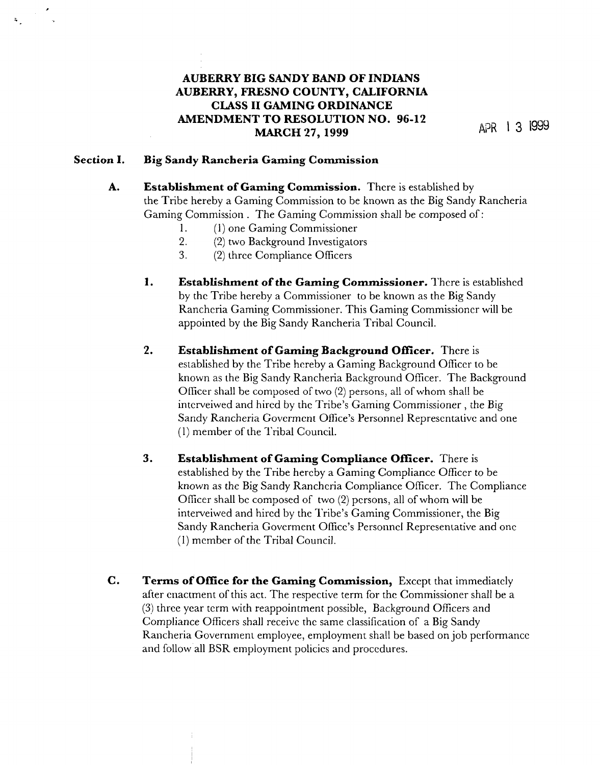# AUBERRY BIG SANDY BAND OF INDIANS
# AUBERRY, FRESNO COUNTY, CALIFORNIA
# CLASS II GAMING ORDINANCE
# AMENDMENT TO RESOLUTION NO. 96-12
# MARCH 27, 1999

APR 13 1999

## Section I. Big Sandy Rancheria Gaming Commission

**A. Establishment of Gaming Commission.** There is established by the Tribe hereby a Gaming Commission to be known as the Big Sandy Rancheria Gaming Commission . The Gaming Commission shall be composed of:

1. (1) one Gaming Commissioner
2. (2) two Background Investigators
3. (2) three Compliance Officers

**1. Establishment of the Gaming Commissioner.** There is established by the Tribe hereby a Commissioner to be known as the Big Sandy Rancheria Gaming Commissioner. This Gaming Commissioner will be appointed by the Big Sandy Rancheria Tribal Council.

**2. Establishment of Gaming Background Officer.** There is established by the Tribe hereby a Gaming Background Officer to be known as the Big Sandy Rancheria Background Officer. The Background Officer shall be composed of two (2) persons, all of whom shall be interveiwed and hired by the Tribe's Gaming Commissioner , the Big Sandy Rancheria Goverment Office's Personnel Representative and one (1) member of the Tribal Council.

**3. Establishment of Gaming Compliance Officer.** There is established by the Tribe hereby a Gaming Compliance Officer to be known as the Big Sandy Rancheria Compliance Officer. The Compliance Officer shall be composed of two (2) persons, all of whom will be interveiwed and hired by the Tribe's Gaming Commissioner, the Big Sandy Rancheria Goverment Office's Personnel Representative and one (1) member of the Tribal Council.

**C. Terms of Office for the Gaming Commission,** Except that immediately after enactment of this act. The respective term for the Commissioner shall be a (3) three year term with reappointment possible, Background Officers and Compliance Officers shall receive the same classification of a Big Sandy Rancheria Government employee, employment shall be based on job performance and follow all BSR employment policies and procedures.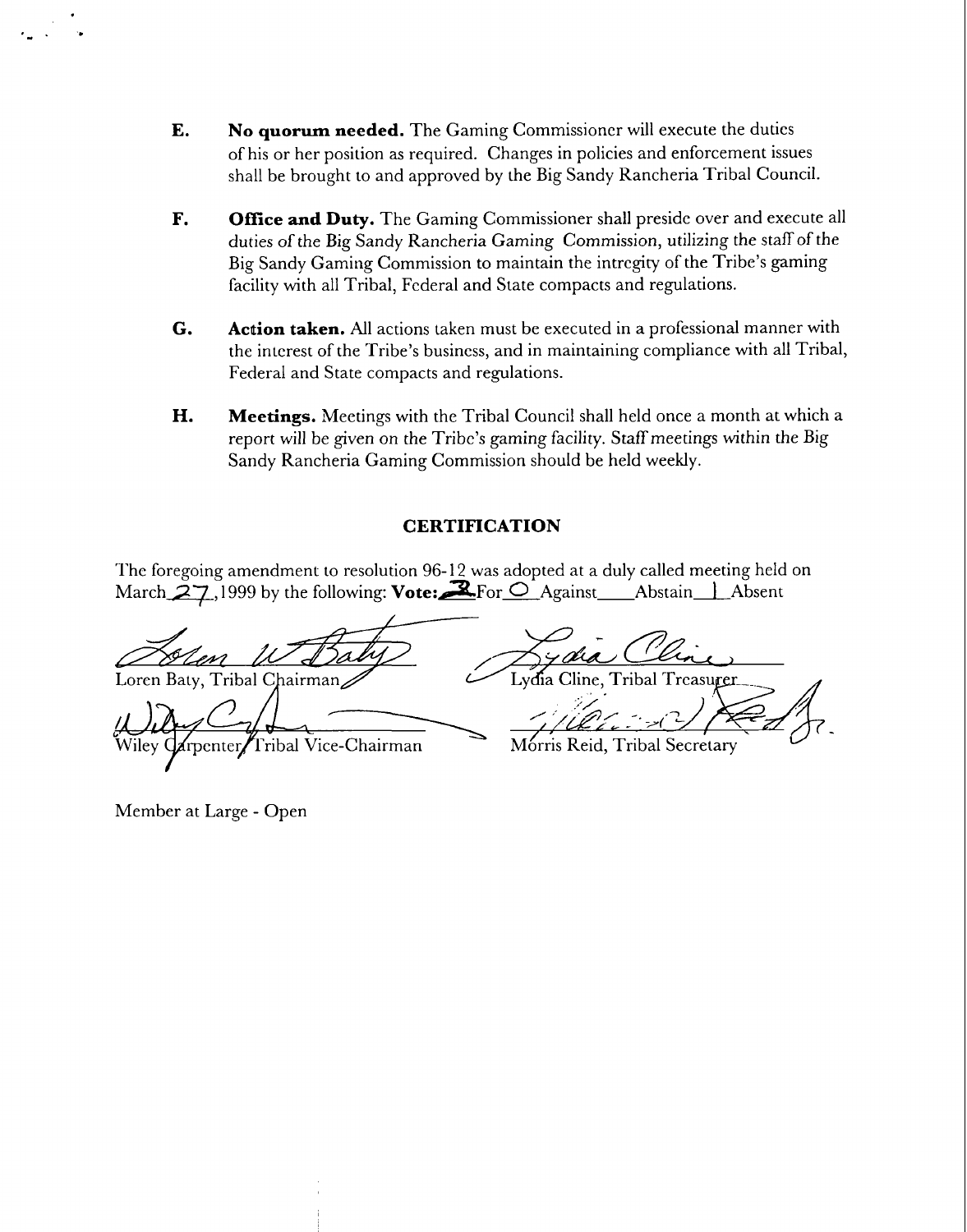**E.** **No quorum needed.** The Gaming Commissioner will execute the duties of his or her position as required. Changes in policies and enforcement issues shall be brought to and approved by the Big Sandy Rancheria Tribal Council.

**F.** **Office and Duty.** The Gaming Commissioner shall preside over and execute all duties of the Big Sandy Rancheria Gaming Commission, utilizing the staff of the Big Sandy Gaming Commission to maintain the intregity of the Tribe's gaming facility with all Tribal, Federal and State compacts and regulations.

**G.** **Action taken.** All actions taken must be executed in a professional manner with the interest of the Tribe's business, and in maintaining compliance with all Tribal, Federal and State compacts and regulations.

**H.** **Meetings.** Meetings with the Tribal Council shall held once a month at which a report will be given on the Tribe's gaming facility. Staff meetings within the Big Sandy Rancheria Gaming Commission should be held weekly.

## CERTIFICATION

The foregoing amendment to resolution 96-12 was adopted at a duly called meeting held on March 27, 1999 by the following: **Vote:** 3 For 0 Against ____ Abstain 1 Absent

Loren Baty, Tribal Chairman

Lydia Cline, Tribal Treasurer

Wiley Carpenter, Tribal Vice-Chairman

Morris Reid, Tribal Secretary

Member at Large - Open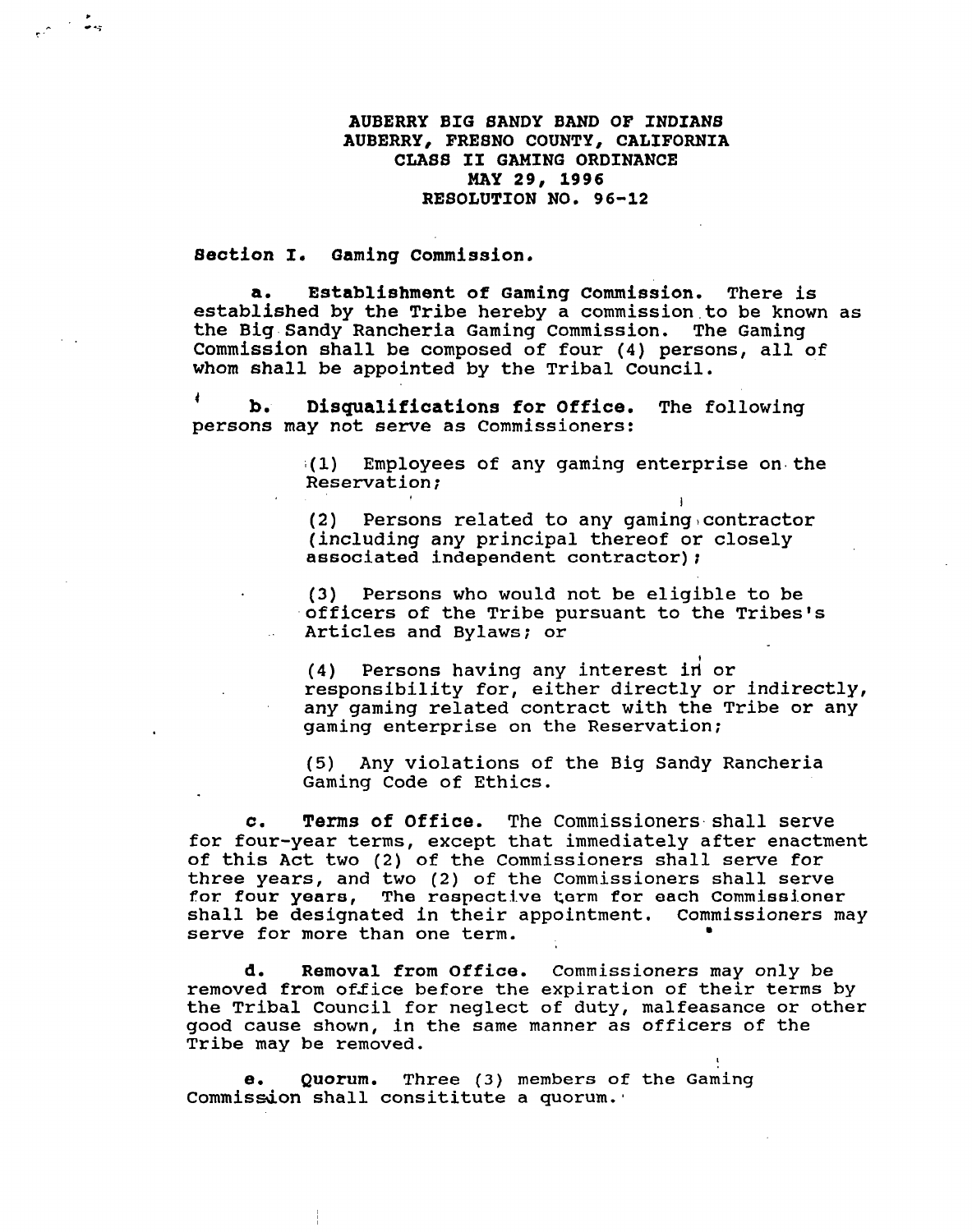**AUBERRY BIG SANDY BAND OF INDIANS**
**AUBERRY, FRESNO COUNTY, CALIFORNIA**
**CLASS II GAMING ORDINANCE**
**MAY 29, 1996**
**RESOLUTION NO. 96-12**

**Section I. Gaming Commission.**

**a. Establishment of Gaming Commission.** There is established by the Tribe hereby a commission to be known as the Big Sandy Rancheria Gaming Commission. The Gaming Commission shall be composed of four (4) persons, all of whom shall be appointed by the Tribal Council.

**b. Disqualifications for Office.** The following persons may not serve as Commissioners:

(1) Employees of any gaming enterprise on the Reservation;

(2) Persons related to any gaming contractor (including any principal thereof or closely associated independent contractor);

(3) Persons who would not be eligible to be officers of the Tribe pursuant to the Tribes's Articles and Bylaws; or

(4) Persons having any interest in or responsibility for, either directly or indirectly, any gaming related contract with the Tribe or any gaming enterprise on the Reservation;

(5) Any violations of the Big Sandy Rancheria Gaming Code of Ethics.

**c. Terms of Office.** The Commissioners shall serve for four-year terms, except that immediately after enactment of this Act two (2) of the Commissioners shall serve for three years, and two (2) of the Commissioners shall serve for four years, The respective term for each Commissioner shall be designated in their appointment. Commissioners may serve for more than one term.

**d. Removal from Office.** Commissioners may only be removed from office before the expiration of their terms by the Tribal Council for neglect of duty, malfeasance or other good cause shown, in the same manner as officers of the Tribe may be removed.

**e. Quorum.** Three (3) members of the Gaming Commission shall consititute a quorum.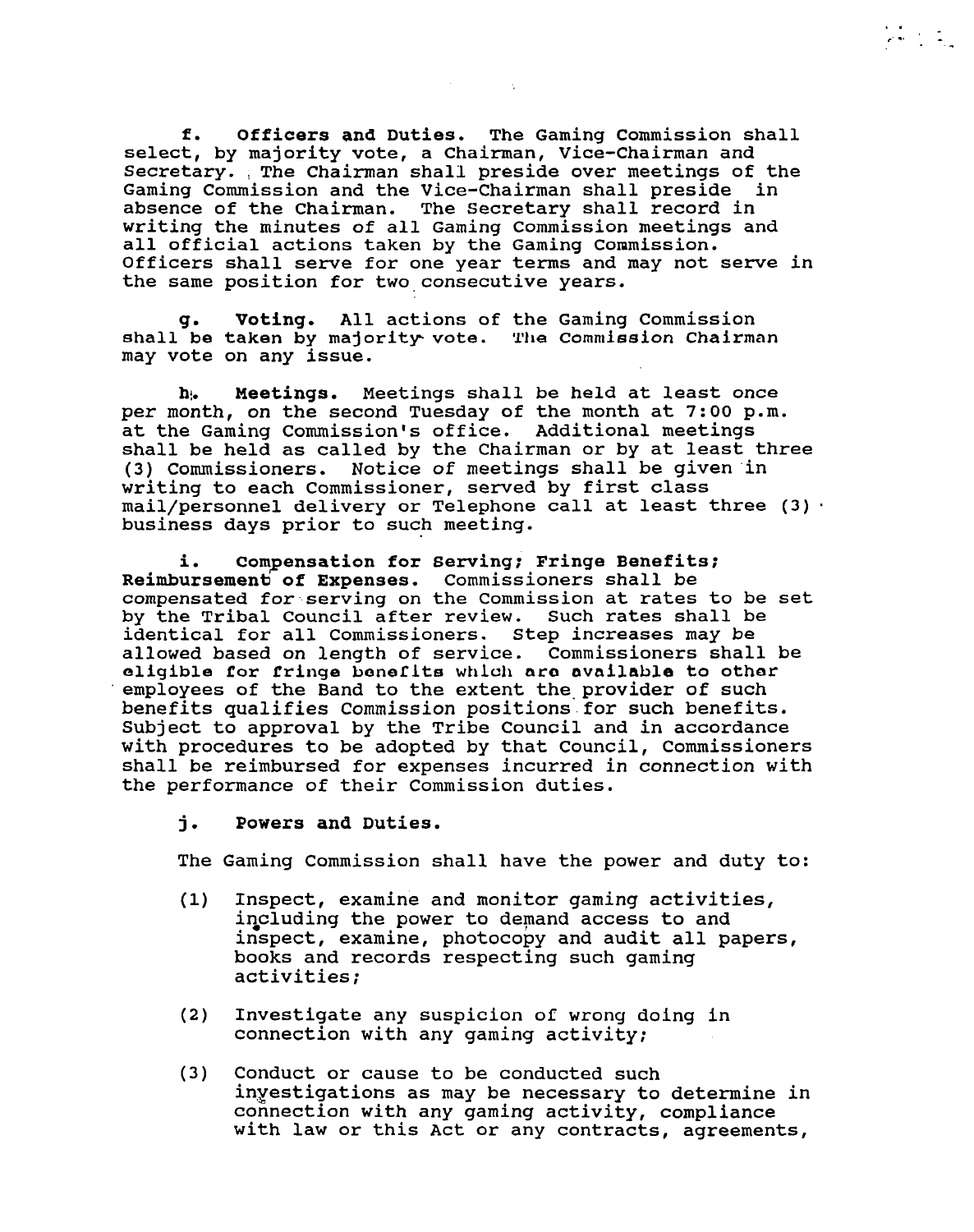**f. Officers and Duties.** The Gaming Commission shall select, by majority vote, a Chairman, Vice-Chairman and Secretary. The Chairman shall preside over meetings of the Gaming Commission and the Vice-Chairman shall preside in absence of the Chairman. The Secretary shall record in writing the minutes of all Gaming Commission meetings and all official actions taken by the Gaming Commission. Officers shall serve for one year terms and may not serve in the same position for two consecutive years.

**g. Voting.** All actions of the Gaming Commission shall be taken by majority vote. The Commission Chairman may vote on any issue.

**h. Meetings.** Meetings shall be held at least once per month, on the second Tuesday of the month at 7:00 p.m. at the Gaming Commission's office. Additional meetings shall be held as called by the Chairman or by at least three (3) Commissioners. Notice of meetings shall be given in writing to each Commissioner, served by first class mail/personnel delivery or Telephone call at least three (3) business days prior to such meeting.

**i. Compensation for Serving; Fringe Benefits; Reimbursement of Expenses.** Commissioners shall be compensated for serving on the Commission at rates to be set by the Tribal Council after review. Such rates shall be identical for all Commissioners. Step increases may be allowed based on length of service. Commissioners shall be eligible for fringe benefits which are available to other employees of the Band to the extent the provider of such benefits qualifies Commission positions for such benefits. Subject to approval by the Tribe Council and in accordance with procedures to be adopted by that Council, Commissioners shall be reimbursed for expenses incurred in connection with the performance of their Commission duties.

**j. Powers and Duties.**

The Gaming Commission shall have the power and duty to:

(1) Inspect, examine and monitor gaming activities, including the power to demand access to and inspect, examine, photocopy and audit all papers, books and records respecting such gaming activities;

(2) Investigate any suspicion of wrong doing in connection with any gaming activity;

(3) Conduct or cause to be conducted such investigations as may be necessary to determine in connection with any gaming activity, compliance with law or this Act or any contracts, agreements,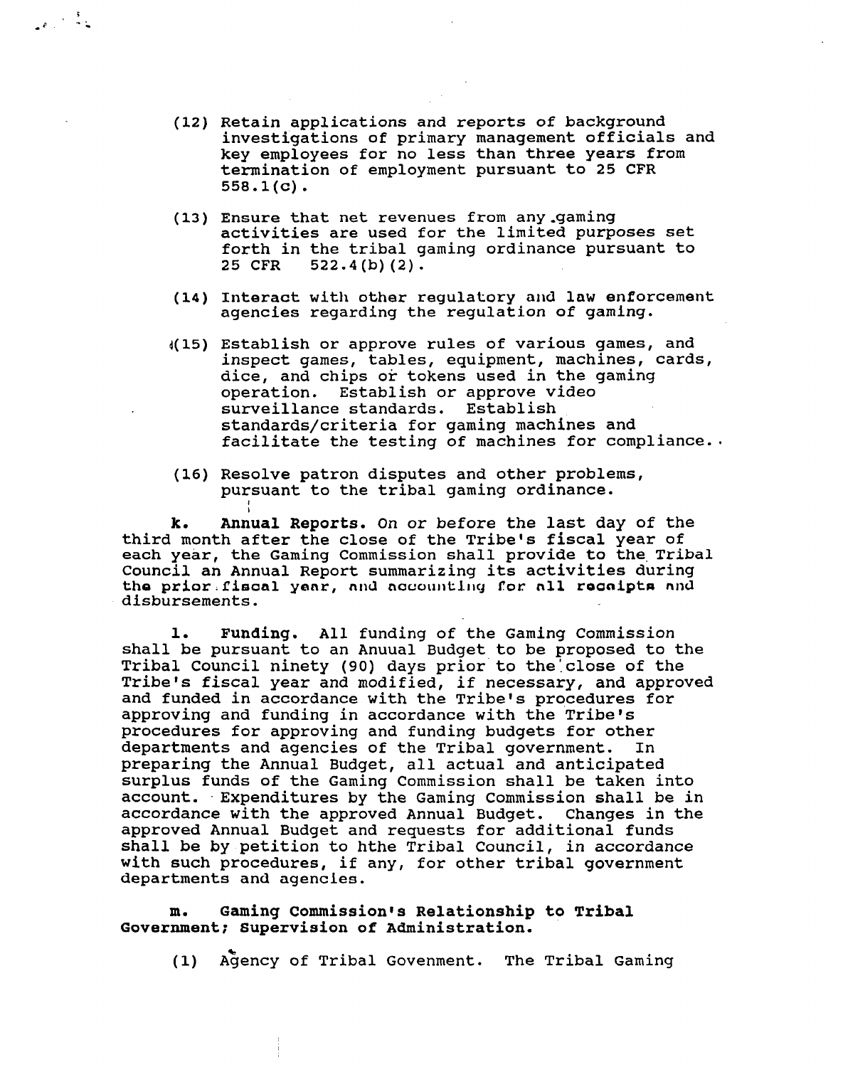(12) Retain applications and reports of background investigations of primary management officials and key employees for no less than three years from termination of employment pursuant to 25 CFR 558.1(c).

(13) Ensure that net revenues from any gaming activities are used for the limited purposes set forth in the tribal gaming ordinance pursuant to 25 CFR 522.4(b)(2).

(14) Interact with other regulatory and law enforcement agencies regarding the regulation of gaming.

(15) Establish or approve rules of various games, and inspect games, tables, equipment, machines, cards, dice, and chips or tokens used in the gaming operation. Establish or approve video surveillance standards. Establish standards/criteria for gaming machines and facilitate the testing of machines for compliance.

(16) Resolve patron disputes and other problems, pursuant to the tribal gaming ordinance.

**k. Annual Reports.** On or before the last day of the third month after the close of the Tribe's fiscal year of each year, the Gaming Commission shall provide to the Tribal Council an Annual Report summarizing its activities during the prior fiscal year, and accounting for all receipts and disbursements.

**l. Funding.** All funding of the Gaming Commission shall be pursuant to an Anuual Budget to be proposed to the Tribal Council ninety (90) days prior to the close of the Tribe's fiscal year and modified, if necessary, and approved and funded in accordance with the Tribe's procedures for approving and funding in accordance with the Tribe's procedures for approving and funding budgets for other departments and agencies of the Tribal government. In preparing the Annual Budget, all actual and anticipated surplus funds of the Gaming Commission shall be taken into account. Expenditures by the Gaming Commission shall be in accordance with the approved Annual Budget. Changes in the approved Annual Budget and requests for additional funds shall be by petition to hthe Tribal Council, in accordance with such procedures, if any, for other tribal government departments and agencies.

**m. Gaming Commission's Relationship to Tribal Government; Supervision of Administration.**

(1) Agency of Tribal Govenment. The Tribal Gaming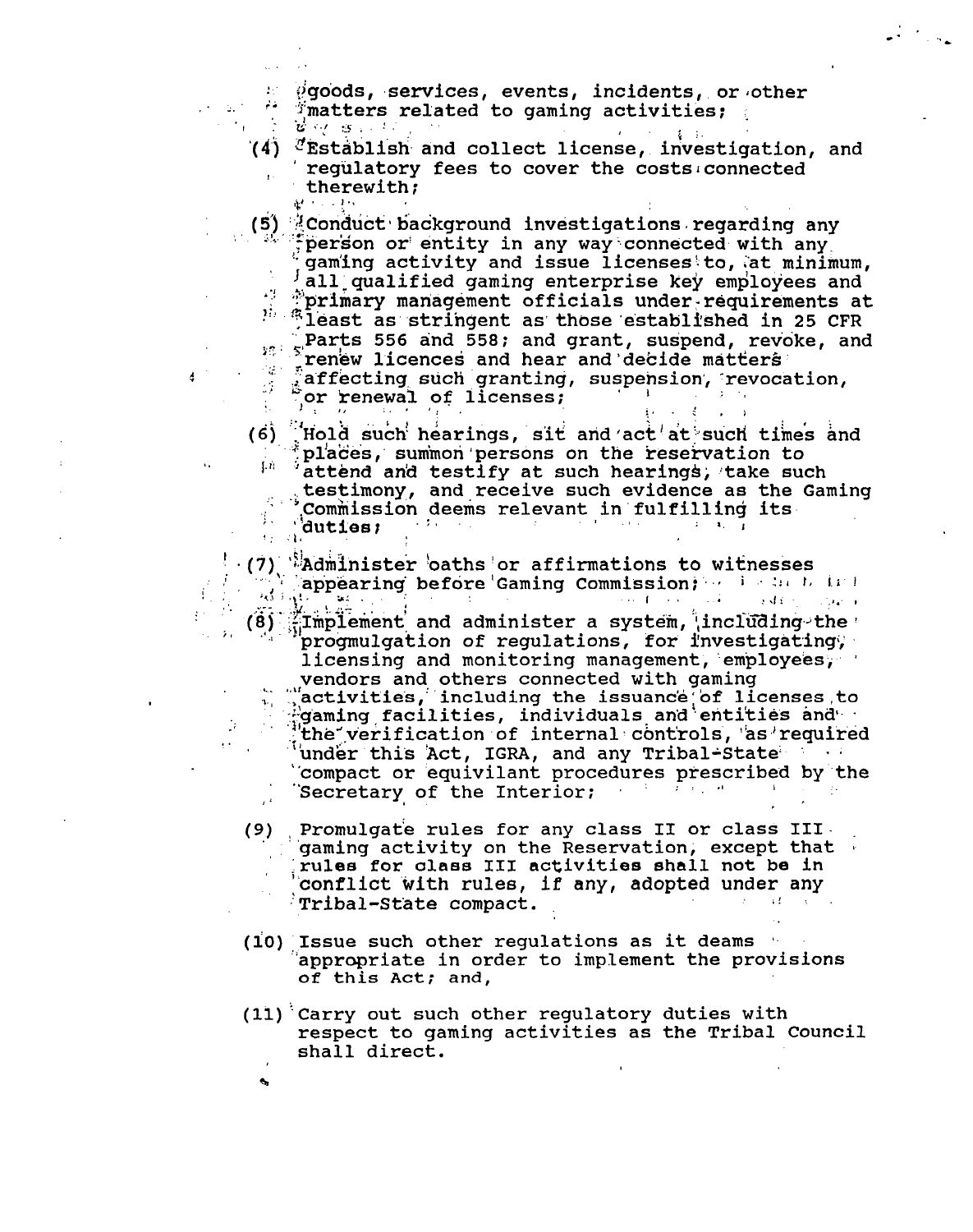goods, services, events, incidents, or other matters related to gaming activities;

(4) Establish and collect license, investigation, and regulatory fees to cover the costs connected therewith;

(5) Conduct background investigations regarding any person or entity in any way connected with any gaming activity and issue licenses to, at minimum, all qualified gaming enterprise key employees and primary management officials under requirements at least as stringent as those established in 25 CFR Parts 556 and 558; and grant, suspend, revoke, and renew licences and hear and decide matters affecting such granting, suspension, revocation, or renewal of licenses;

(6) Hold such hearings, sit and act at such times and places, summon persons on the reservation to attend and testify at such hearings, take such testimony, and receive such evidence as the Gaming Commission deems relevant in fulfilling its duties;

(7) Administer oaths or affirmations to witnesses appearing before Gaming Commission;

(8) Implement and administer a system, including the progmulgation of regulations, for investigating, licensing and monitoring management, employees, vendors and others connected with gaming activities, including the issuance of licenses to gaming facilities, individuals and entities and the verification of internal controls, as required under this Act, IGRA, and any Tribal-State compact or equivilant procedures prescribed by the Secretary of the Interior;

(9) Promulgate rules for any class II or class III gaming activity on the Reservation, except that rules for class III activities shall not be in conflict with rules, if any, adopted under any Tribal-State compact.

(10) Issue such other regulations as it deams appropriate in order to implement the provisions of this Act; and,

(11) Carry out such other regulatory duties with respect to gaming activities as the Tribal Council shall direct.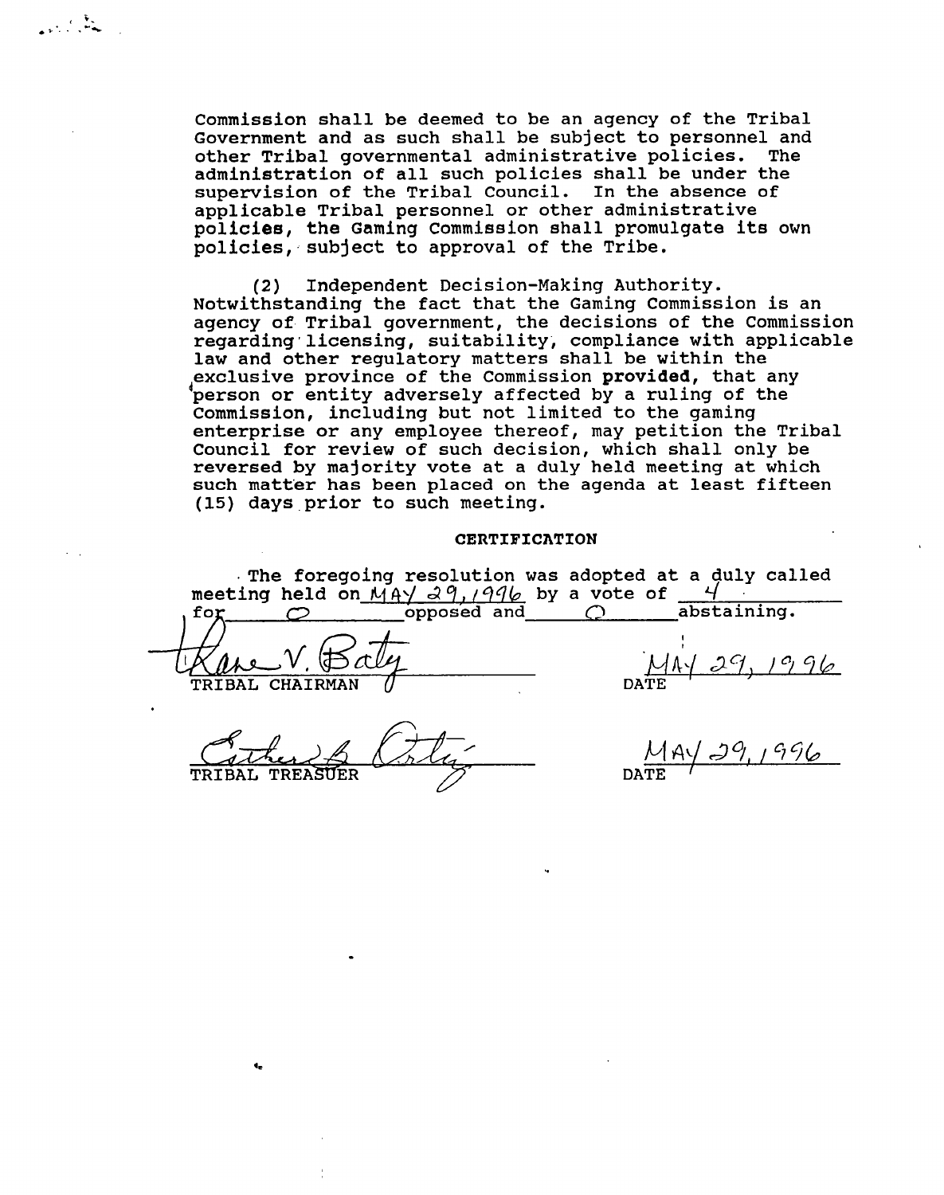Commission shall be deemed to be an agency of the Tribal Government and as such shall be subject to personnel and other Tribal governmental administrative policies. The administration of all such policies shall be under the supervision of the Tribal Council. In the absence of applicable Tribal personnel or other administrative **policies, the Gaming Commission shall promulgate its own** policies, subject to approval of the Tribe.

(2) Independent Decision-Making Authority. Notwithstanding the fact that the Gaming Commission is an agency of Tribal government, the decisions of the Commission regarding licensing, suitability, compliance with applicable law and other regulatory matters shall be within the exclusive province of the Commission **provided**, that any person or entity adversely affected by a ruling of the Commission, including but not limited to the gaming enterprise or any employee thereof, may petition the Tribal Council for review of such decision, which shall only be reversed by majority vote at a duly held meeting at which such matter has been placed on the agenda at least fifteen (15) days prior to such meeting.

**CERTIFICATION**

The foregoing resolution was adopted at a duly called meeting held on MAY 29, 1996 by a vote of 4 for 0 opposed and 0 abstaining.

Kane V. Baty
TRIBAL CHAIRMAN

MAY 29, 1996
DATE

Esther B. Ortiz
TRIBAL TREASURER

MAY 29, 1996
DATE